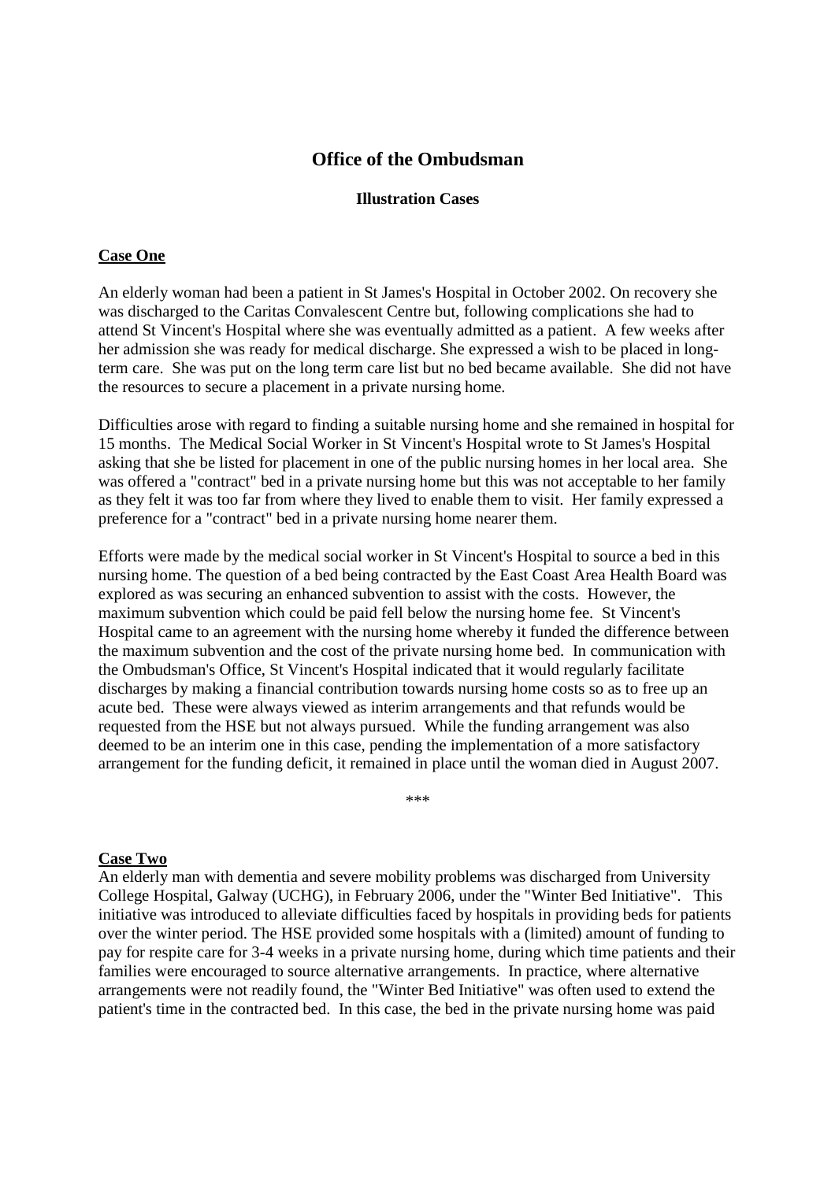# Office of the Ombudsman

### Illustration Cases

**Case One**

An elderly woman had been a patient in St James's Hospital in October 2002. On recovery she was discharged to the Caritas Convalescent Centre but, following complications she had to attend St Vincent's Hospital where she was eventually admitted as a patient. A few weeks after her admission she was ready for medical discharge. She expressed a wish to be placed in long-term care. She was put on the long term care list but no bed became available. She did not have the resources to secure a placement in a private nursing home.

Difficulties arose with regard to finding a suitable nursing home and she remained in hospital for 15 months. The Medical Social Worker in St Vincent's Hospital wrote to St James's Hospital asking that she be listed for placement in one of the public nursing homes in her local area. She was offered a "contract" bed in a private nursing home but this was not acceptable to her family as they felt it was too far from where they lived to enable them to visit. Her family expressed a preference for a "contract" bed in a private nursing home nearer them.

Efforts were made by the medical social worker in St Vincent's Hospital to source a bed in this nursing home. The question of a bed being contracted by the East Coast Area Health Board was explored as was securing an enhanced subvention to assist with the costs. However, the maximum subvention which could be paid fell below the nursing home fee. St Vincent's Hospital came to an agreement with the nursing home whereby it funded the difference between the maximum subvention and the cost of the private nursing home bed. In communication with the Ombudsman's Office, St Vincent's Hospital indicated that it would regularly facilitate discharges by making a financial contribution towards nursing home costs so as to free up an acute bed. These were always viewed as interim arrangements and that refunds would be requested from the HSE but not always pursued. While the funding arrangement was also deemed to be an interim one in this case, pending the implementation of a more satisfactory arrangement for the funding deficit, it remained in place until the woman died in August 2007.

***

**Case Two**

An elderly man with dementia and severe mobility problems was discharged from University College Hospital, Galway (UCHG), in February 2006, under the "Winter Bed Initiative". This initiative was introduced to alleviate difficulties faced by hospitals in providing beds for patients over the winter period. The HSE provided some hospitals with a (limited) amount of funding to pay for respite care for 3-4 weeks in a private nursing home, during which time patients and their families were encouraged to source alternative arrangements. In practice, where alternative arrangements were not readily found, the "Winter Bed Initiative" was often used to extend the patient's time in the contracted bed. In this case, the bed in the private nursing home was paid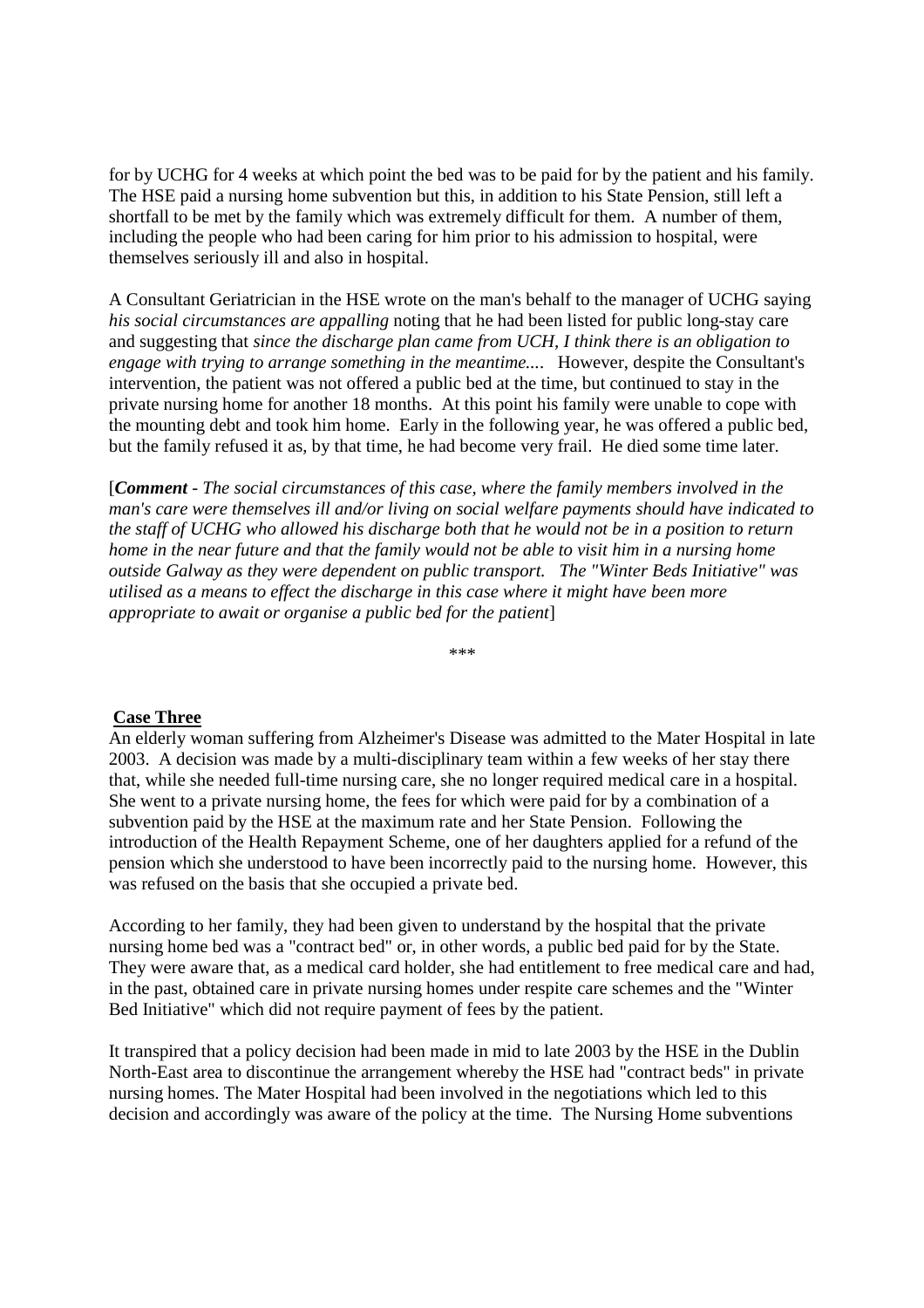for by UCHG for 4 weeks at which point the bed was to be paid for by the patient and his family. The HSE paid a nursing home subvention but this, in addition to his State Pension, still left a shortfall to be met by the family which was extremely difficult for them. A number of them, including the people who had been caring for him prior to his admission to hospital, were themselves seriously ill and also in hospital.

A Consultant Geriatrician in the HSE wrote on the man's behalf to the manager of UCHG saying *his social circumstances are appalling* noting that he had been listed for public long-stay care and suggesting that *since the discharge plan came from UCH, I think there is an obligation to engage with trying to arrange something in the meantime....* However, despite the Consultant's intervention, the patient was not offered a public bed at the time, but continued to stay in the private nursing home for another 18 months. At this point his family were unable to cope with the mounting debt and took him home. Early in the following year, he was offered a public bed, but the family refused it as, by that time, he had become very frail. He died some time later.

[***Comment*** *- The social circumstances of this case, where the family members involved in the man's care were themselves ill and/or living on social welfare payments should have indicated to the staff of UCHG who allowed his discharge both that he would not be in a position to return home in the near future and that the family would not be able to visit him in a nursing home outside Galway as they were dependent on public transport. The "Winter Beds Initiative" was utilised as a means to effect the discharge in this case where it might have been more appropriate to await or organise a public bed for the patient*]

***

**Case Three**

An elderly woman suffering from Alzheimer's Disease was admitted to the Mater Hospital in late 2003. A decision was made by a multi-disciplinary team within a few weeks of her stay there that, while she needed full-time nursing care, she no longer required medical care in a hospital. She went to a private nursing home, the fees for which were paid for by a combination of a subvention paid by the HSE at the maximum rate and her State Pension. Following the introduction of the Health Repayment Scheme, one of her daughters applied for a refund of the pension which she understood to have been incorrectly paid to the nursing home. However, this was refused on the basis that she occupied a private bed.

According to her family, they had been given to understand by the hospital that the private nursing home bed was a "contract bed" or, in other words, a public bed paid for by the State. They were aware that, as a medical card holder, she had entitlement to free medical care and had, in the past, obtained care in private nursing homes under respite care schemes and the "Winter Bed Initiative" which did not require payment of fees by the patient.

It transpired that a policy decision had been made in mid to late 2003 by the HSE in the Dublin North-East area to discontinue the arrangement whereby the HSE had "contract beds" in private nursing homes. The Mater Hospital had been involved in the negotiations which led to this decision and accordingly was aware of the policy at the time. The Nursing Home subventions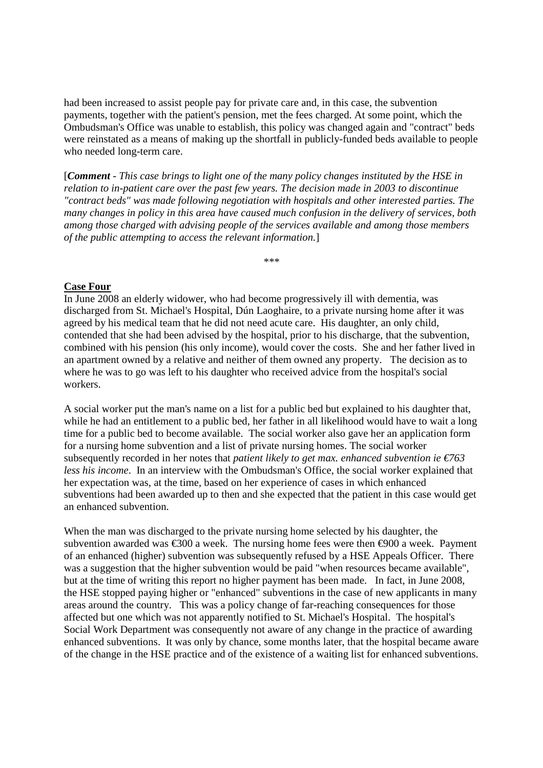had been increased to assist people pay for private care and, in this case, the subvention payments, together with the patient's pension, met the fees charged. At some point, which the Ombudsman's Office was unable to establish, this policy was changed again and "contract" beds were reinstated as a means of making up the shortfall in publicly-funded beds available to people who needed long-term care.

[***Comment*** *- This case brings to light one of the many policy changes instituted by the HSE in relation to in-patient care over the past few years. The decision made in 2003 to discontinue "contract beds" was made following negotiation with hospitals and other interested parties. The many changes in policy in this area have caused much confusion in the delivery of services, both among those charged with advising people of the services available and among those members of the public attempting to access the relevant information.*]

\*\*\*

**Case Four**

In June 2008 an elderly widower, who had become progressively ill with dementia, was discharged from St. Michael's Hospital, Dún Laoghaire, to a private nursing home after it was agreed by his medical team that he did not need acute care. His daughter, an only child, contended that she had been advised by the hospital, prior to his discharge, that the subvention, combined with his pension (his only income), would cover the costs. She and her father lived in an apartment owned by a relative and neither of them owned any property. The decision as to where he was to go was left to his daughter who received advice from the hospital's social workers.

A social worker put the man's name on a list for a public bed but explained to his daughter that, while he had an entitlement to a public bed, her father in all likelihood would have to wait a long time for a public bed to become available. The social worker also gave her an application form for a nursing home subvention and a list of private nursing homes. The social worker subsequently recorded in her notes that *patient likely to get max. enhanced subvention ie €763 less his income*. In an interview with the Ombudsman's Office, the social worker explained that her expectation was, at the time, based on her experience of cases in which enhanced subventions had been awarded up to then and she expected that the patient in this case would get an enhanced subvention.

When the man was discharged to the private nursing home selected by his daughter, the subvention awarded was €300 a week. The nursing home fees were then €900 a week. Payment of an enhanced (higher) subvention was subsequently refused by a HSE Appeals Officer. There was a suggestion that the higher subvention would be paid "when resources became available", but at the time of writing this report no higher payment has been made. In fact, in June 2008, the HSE stopped paying higher or "enhanced" subventions in the case of new applicants in many areas around the country. This was a policy change of far-reaching consequences for those affected but one which was not apparently notified to St. Michael's Hospital. The hospital's Social Work Department was consequently not aware of any change in the practice of awarding enhanced subventions. It was only by chance, some months later, that the hospital became aware of the change in the HSE practice and of the existence of a waiting list for enhanced subventions.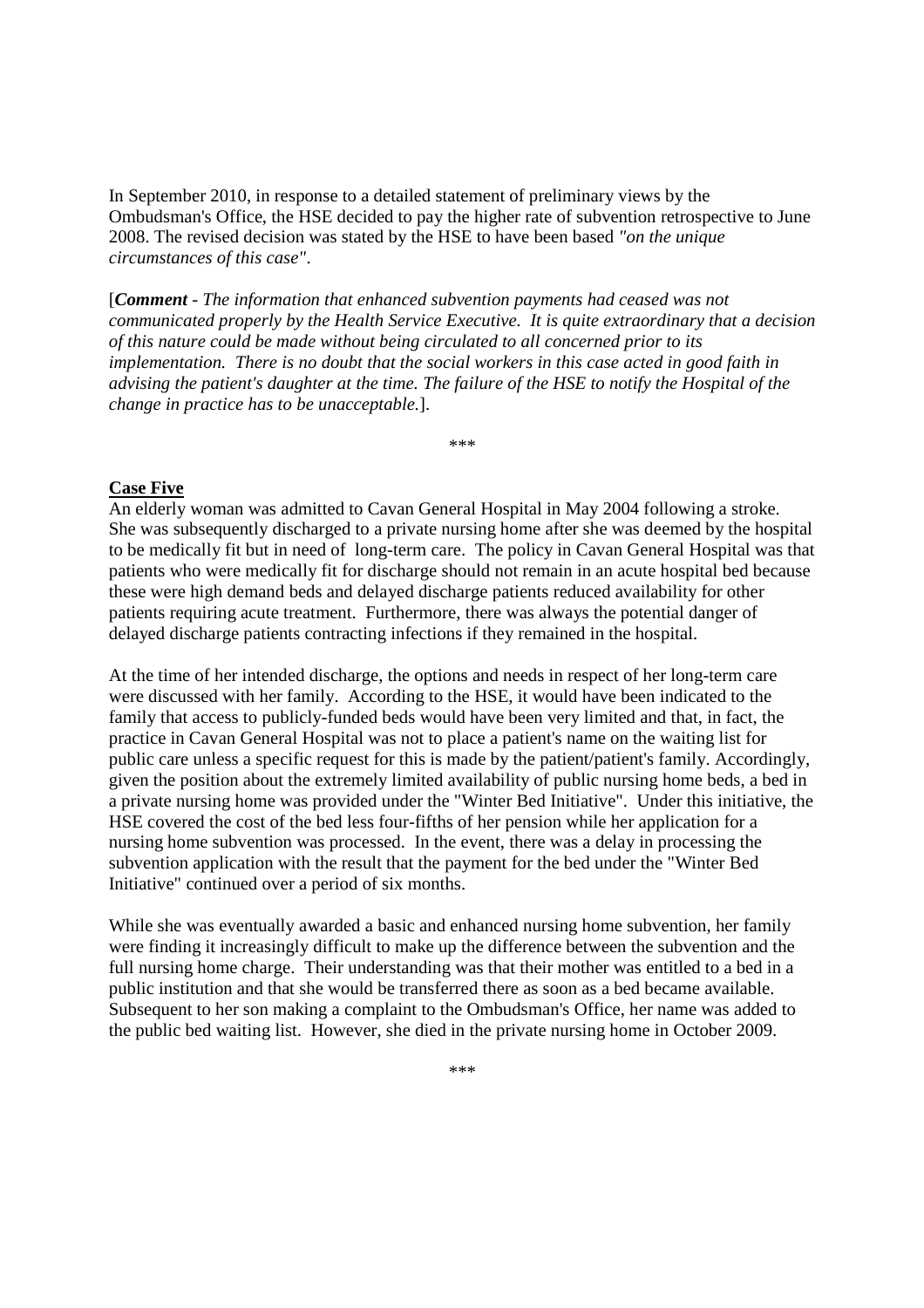In September 2010, in response to a detailed statement of preliminary views by the Ombudsman's Office, the HSE decided to pay the higher rate of subvention retrospective to June 2008. The revised decision was stated by the HSE to have been based *"on the unique circumstances of this case"*.

[***Comment*** *- The information that enhanced subvention payments had ceased was not communicated properly by the Health Service Executive. It is quite extraordinary that a decision of this nature could be made without being circulated to all concerned prior to its implementation. There is no doubt that the social workers in this case acted in good faith in advising the patient's daughter at the time. The failure of the HSE to notify the Hospital of the change in practice has to be unacceptable.*].

\*\*\*

**Case Five**

An elderly woman was admitted to Cavan General Hospital in May 2004 following a stroke. She was subsequently discharged to a private nursing home after she was deemed by the hospital to be medically fit but in need of long-term care. The policy in Cavan General Hospital was that patients who were medically fit for discharge should not remain in an acute hospital bed because these were high demand beds and delayed discharge patients reduced availability for other patients requiring acute treatment. Furthermore, there was always the potential danger of delayed discharge patients contracting infections if they remained in the hospital.

At the time of her intended discharge, the options and needs in respect of her long-term care were discussed with her family. According to the HSE, it would have been indicated to the family that access to publicly-funded beds would have been very limited and that, in fact, the practice in Cavan General Hospital was not to place a patient's name on the waiting list for public care unless a specific request for this is made by the patient/patient's family. Accordingly, given the position about the extremely limited availability of public nursing home beds, a bed in a private nursing home was provided under the "Winter Bed Initiative". Under this initiative, the HSE covered the cost of the bed less four-fifths of her pension while her application for a nursing home subvention was processed. In the event, there was a delay in processing the subvention application with the result that the payment for the bed under the "Winter Bed Initiative" continued over a period of six months.

While she was eventually awarded a basic and enhanced nursing home subvention, her family were finding it increasingly difficult to make up the difference between the subvention and the full nursing home charge. Their understanding was that their mother was entitled to a bed in a public institution and that she would be transferred there as soon as a bed became available. Subsequent to her son making a complaint to the Ombudsman's Office, her name was added to the public bed waiting list. However, she died in the private nursing home in October 2009.

\*\*\*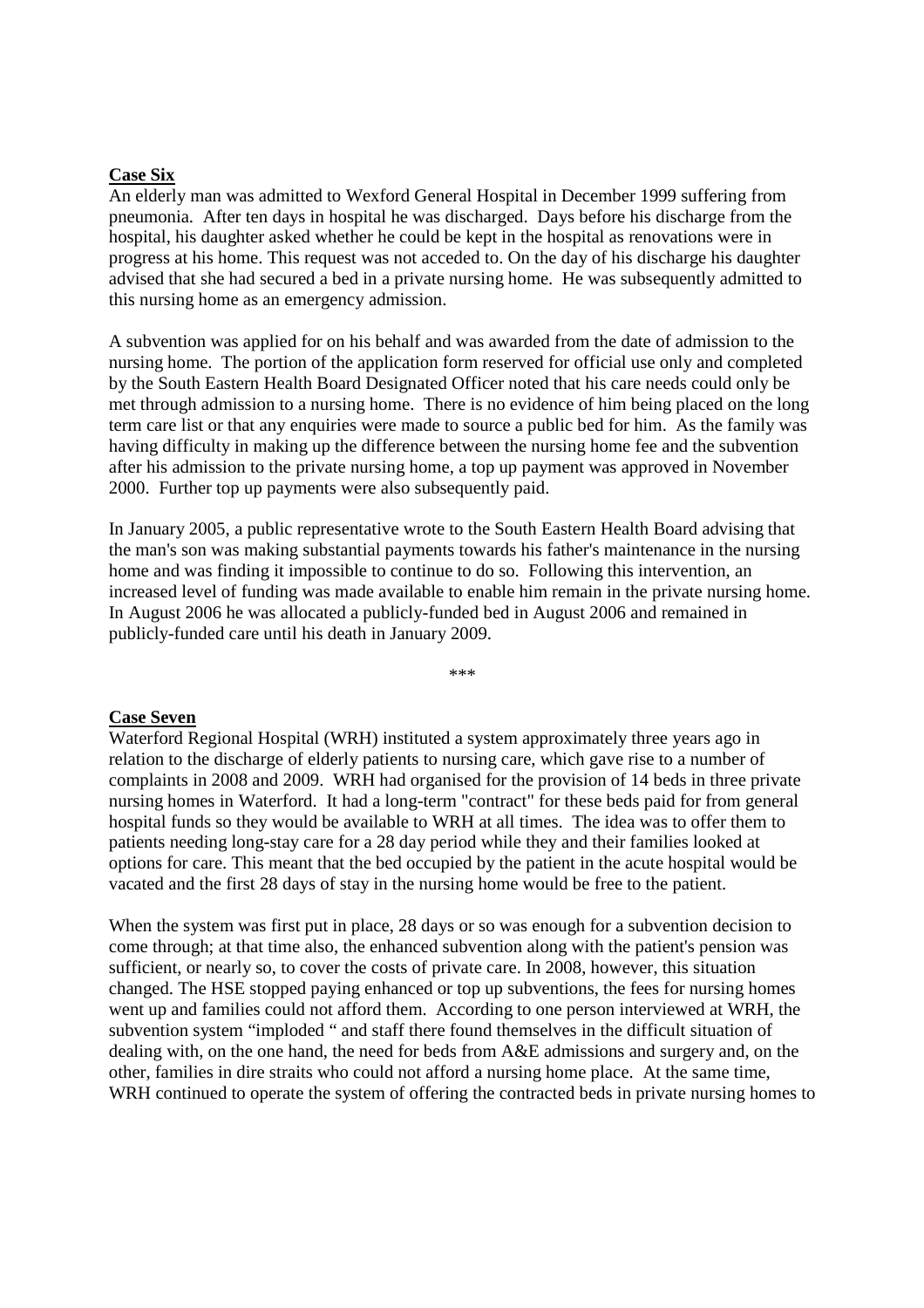**Case Six**

An elderly man was admitted to Wexford General Hospital in December 1999 suffering from pneumonia. After ten days in hospital he was discharged. Days before his discharge from the hospital, his daughter asked whether he could be kept in the hospital as renovations were in progress at his home. This request was not acceded to. On the day of his discharge his daughter advised that she had secured a bed in a private nursing home. He was subsequently admitted to this nursing home as an emergency admission.

A subvention was applied for on his behalf and was awarded from the date of admission to the nursing home. The portion of the application form reserved for official use only and completed by the South Eastern Health Board Designated Officer noted that his care needs could only be met through admission to a nursing home. There is no evidence of him being placed on the long term care list or that any enquiries were made to source a public bed for him. As the family was having difficulty in making up the difference between the nursing home fee and the subvention after his admission to the private nursing home, a top up payment was approved in November 2000. Further top up payments were also subsequently paid.

In January 2005, a public representative wrote to the South Eastern Health Board advising that the man's son was making substantial payments towards his father's maintenance in the nursing home and was finding it impossible to continue to do so. Following this intervention, an increased level of funding was made available to enable him remain in the private nursing home. In August 2006 he was allocated a publicly-funded bed in August 2006 and remained in publicly-funded care until his death in January 2009.

***

**Case Seven**

Waterford Regional Hospital (WRH) instituted a system approximately three years ago in relation to the discharge of elderly patients to nursing care, which gave rise to a number of complaints in 2008 and 2009. WRH had organised for the provision of 14 beds in three private nursing homes in Waterford. It had a long-term "contract" for these beds paid for from general hospital funds so they would be available to WRH at all times. The idea was to offer them to patients needing long-stay care for a 28 day period while they and their families looked at options for care. This meant that the bed occupied by the patient in the acute hospital would be vacated and the first 28 days of stay in the nursing home would be free to the patient.

When the system was first put in place, 28 days or so was enough for a subvention decision to come through; at that time also, the enhanced subvention along with the patient's pension was sufficient, or nearly so, to cover the costs of private care. In 2008, however, this situation changed. The HSE stopped paying enhanced or top up subventions, the fees for nursing homes went up and families could not afford them. According to one person interviewed at WRH, the subvention system "imploded " and staff there found themselves in the difficult situation of dealing with, on the one hand, the need for beds from A&E admissions and surgery and, on the other, families in dire straits who could not afford a nursing home place. At the same time, WRH continued to operate the system of offering the contracted beds in private nursing homes to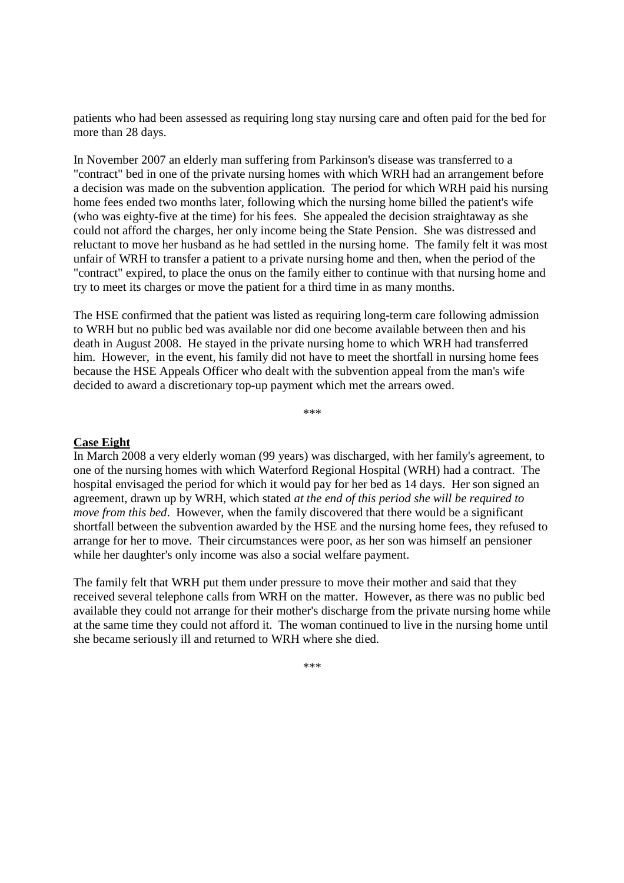patients who had been assessed as requiring long stay nursing care and often paid for the bed for more than 28 days.

In November 2007 an elderly man suffering from Parkinson's disease was transferred to a "contract" bed in one of the private nursing homes with which WRH had an arrangement before a decision was made on the subvention application. The period for which WRH paid his nursing home fees ended two months later, following which the nursing home billed the patient's wife (who was eighty-five at the time) for his fees. She appealed the decision straightaway as she could not afford the charges, her only income being the State Pension. She was distressed and reluctant to move her husband as he had settled in the nursing home. The family felt it was most unfair of WRH to transfer a patient to a private nursing home and then, when the period of the "contract" expired, to place the onus on the family either to continue with that nursing home and try to meet its charges or move the patient for a third time in as many months.

The HSE confirmed that the patient was listed as requiring long-term care following admission to WRH but no public bed was available nor did one become available between then and his death in August 2008. He stayed in the private nursing home to which WRH had transferred him. However, in the event, his family did not have to meet the shortfall in nursing home fees because the HSE Appeals Officer who dealt with the subvention appeal from the man's wife decided to award a discretionary top-up payment which met the arrears owed.

***

**Case Eight**

In March 2008 a very elderly woman (99 years) was discharged, with her family's agreement, to one of the nursing homes with which Waterford Regional Hospital (WRH) had a contract. The hospital envisaged the period for which it would pay for her bed as 14 days. Her son signed an agreement, drawn up by WRH, which stated *at the end of this period she will be required to move from this bed*. However, when the family discovered that there would be a significant shortfall between the subvention awarded by the HSE and the nursing home fees, they refused to arrange for her to move. Their circumstances were poor, as her son was himself an pensioner while her daughter's only income was also a social welfare payment.

The family felt that WRH put them under pressure to move their mother and said that they received several telephone calls from WRH on the matter. However, as there was no public bed available they could not arrange for their mother's discharge from the private nursing home while at the same time they could not afford it. The woman continued to live in the nursing home until she became seriously ill and returned to WRH where she died.

***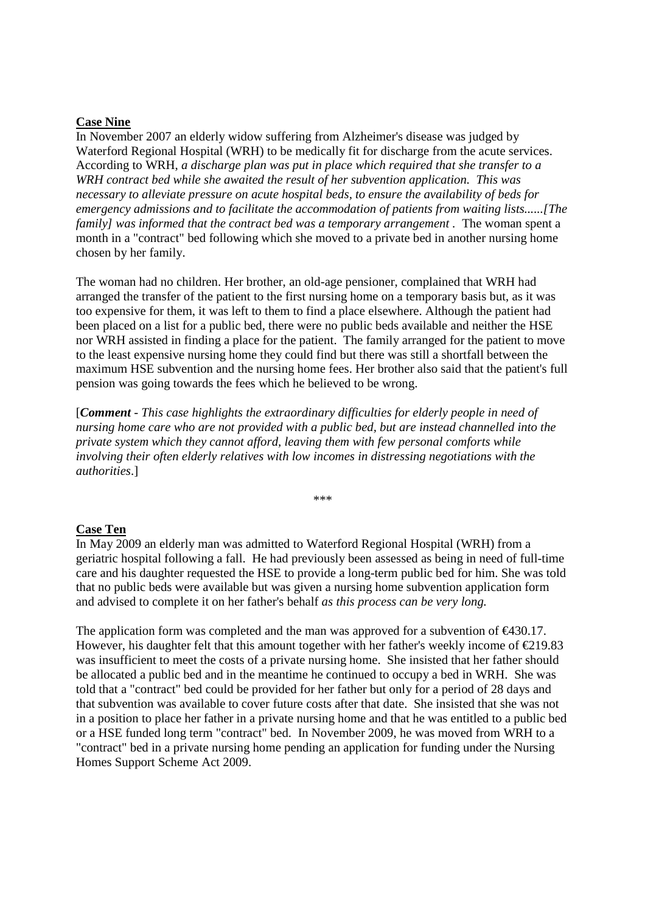**Case Nine**

In November 2007 an elderly widow suffering from Alzheimer's disease was judged by Waterford Regional Hospital (WRH) to be medically fit for discharge from the acute services. According to WRH, *a discharge plan was put in place which required that she transfer to a WRH contract bed while she awaited the result of her subvention application. This was necessary to alleviate pressure on acute hospital beds, to ensure the availability of beds for emergency admissions and to facilitate the accommodation of patients from waiting lists......[The family] was informed that the contract bed was a temporary arrangement* . The woman spent a month in a "contract" bed following which she moved to a private bed in another nursing home chosen by her family.

The woman had no children. Her brother, an old-age pensioner, complained that WRH had arranged the transfer of the patient to the first nursing home on a temporary basis but, as it was too expensive for them, it was left to them to find a place elsewhere. Although the patient had been placed on a list for a public bed, there were no public beds available and neither the HSE nor WRH assisted in finding a place for the patient. The family arranged for the patient to move to the least expensive nursing home they could find but there was still a shortfall between the maximum HSE subvention and the nursing home fees. Her brother also said that the patient's full pension was going towards the fees which he believed to be wrong.

[***Comment*** *- This case highlights the extraordinary difficulties for elderly people in need of nursing home care who are not provided with a public bed, but are instead channelled into the private system which they cannot afford, leaving them with few personal comforts while involving their often elderly relatives with low incomes in distressing negotiations with the authorities*.]

\*\*\*

**Case Ten**

In May 2009 an elderly man was admitted to Waterford Regional Hospital (WRH) from a geriatric hospital following a fall. He had previously been assessed as being in need of full-time care and his daughter requested the HSE to provide a long-term public bed for him. She was told that no public beds were available but was given a nursing home subvention application form and advised to complete it on her father's behalf *as this process can be very long.*

The application form was completed and the man was approved for a subvention of €430.17. However, his daughter felt that this amount together with her father's weekly income of €219.83 was insufficient to meet the costs of a private nursing home. She insisted that her father should be allocated a public bed and in the meantime he continued to occupy a bed in WRH. She was told that a "contract" bed could be provided for her father but only for a period of 28 days and that subvention was available to cover future costs after that date. She insisted that she was not in a position to place her father in a private nursing home and that he was entitled to a public bed or a HSE funded long term "contract" bed. In November 2009, he was moved from WRH to a "contract" bed in a private nursing home pending an application for funding under the Nursing Homes Support Scheme Act 2009.